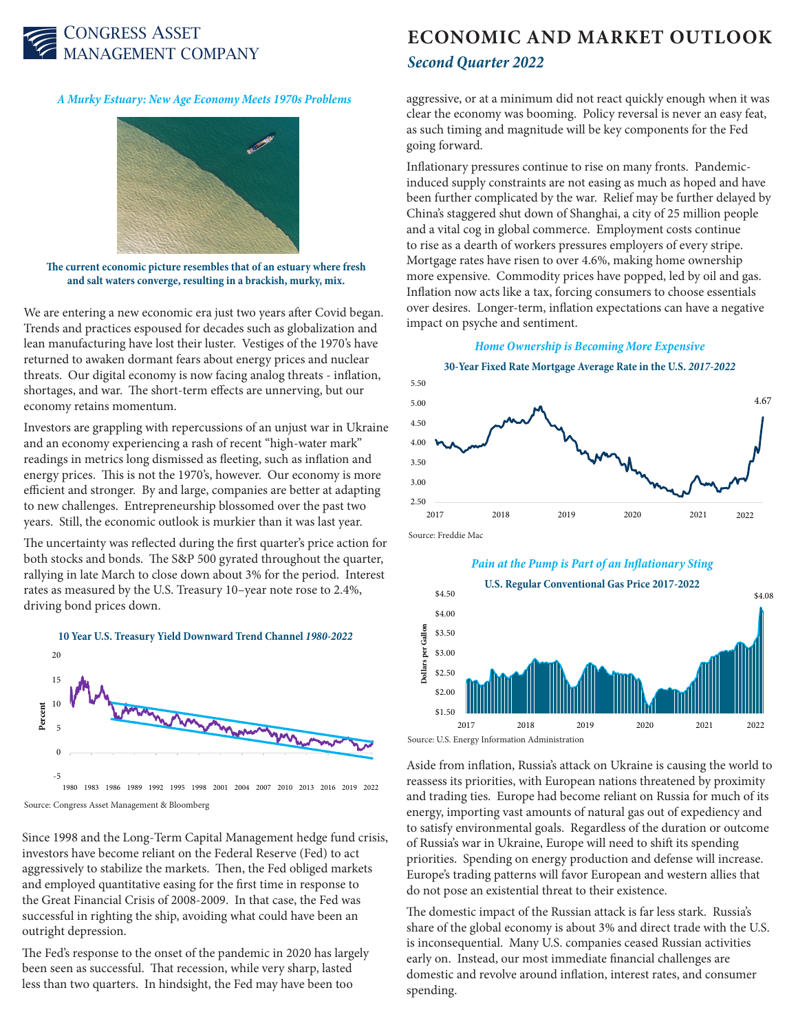# ECONOMIC AND MARKET OUTLOOK

## *Second Quarter 2022*

CONGRESS ASSET MANAGEMENT COMPANY

### *A Murky Estuary: New Age Economy Meets 1970s Problems*

**The current economic picture resembles that of an estuary where fresh and salt waters converge, resulting in a brackish, murky, mix.**

We are entering a new economic era just two years after Covid began. Trends and practices espoused for decades such as globalization and lean manufacturing have lost their luster. Vestiges of the 1970's have returned to awaken dormant fears about energy prices and nuclear threats. Our digital economy is now facing analog threats - inflation, shortages, and war. The short-term effects are unnerving, but our economy retains momentum.

Investors are grappling with repercussions of an unjust war in Ukraine and an economy experiencing a rash of recent "high-water mark" readings in metrics long dismissed as fleeting, such as inflation and energy prices. This is not the 1970's, however. Our economy is more efficient and stronger. By and large, companies are better at adapting to new challenges. Entrepreneurship blossomed over the past two years. Still, the economic outlook is murkier than it was last year.

The uncertainty was reflected during the first quarter's price action for both stocks and bonds. The S&P 500 gyrated throughout the quarter, rallying in late March to close down about 3% for the period. Interest rates as measured by the U.S. Treasury 10–year note rose to 2.4%, driving bond prices down.

**10 Year U.S. Treasury Yield Downward Trend Channel** ***1980-2022***

Source: Congress Asset Management & Bloomberg

Since 1998 and the Long-Term Capital Management hedge fund crisis, investors have become reliant on the Federal Reserve (Fed) to act aggressively to stabilize the markets. Then, the Fed obliged markets and employed quantitative easing for the first time in response to the Great Financial Crisis of 2008-2009. In that case, the Fed was successful in righting the ship, avoiding what could have been an outright depression.

The Fed's response to the onset of the pandemic in 2020 has largely been seen as successful. That recession, while very sharp, lasted less than two quarters. In hindsight, the Fed may have been too aggressive, or at a minimum did not react quickly enough when it was clear the economy was booming. Policy reversal is never an easy feat, as such timing and magnitude will be key components for the Fed going forward.

Inflationary pressures continue to rise on many fronts. Pandemic-induced supply constraints are not easing as much as hoped and have been further complicated by the war. Relief may be further delayed by China's staggered shut down of Shanghai, a city of 25 million people and a vital cog in global commerce. Employment costs continue to rise as a dearth of workers pressures employers of every stripe. Mortgage rates have risen to over 4.6%, making home ownership more expensive. Commodity prices have popped, led by oil and gas. Inflation now acts like a tax, forcing consumers to choose essentials over desires. Longer-term, inflation expectations can have a negative impact on psyche and sentiment.

### *Home Ownership is Becoming More Expensive*

**30-Year Fixed Rate Mortgage Average Rate in the U.S.** ***2017-2022***

Source: Freddie Mac

### *Pain at the Pump is Part of an Inflationary Sting*

**U.S. Regular Conventional Gas Price 2017-2022**

Source: U.S. Energy Information Administration

Aside from inflation, Russia's attack on Ukraine is causing the world to reassess its priorities, with European nations threatened by proximity and trading ties. Europe had become reliant on Russia for much of its energy, importing vast amounts of natural gas out of expediency and to satisfy environmental goals. Regardless of the duration or outcome of Russia's war in Ukraine, Europe will need to shift its spending priorities. Spending on energy production and defense will increase. Europe's trading patterns will favor European and western allies that do not pose an existential threat to their existence.

The domestic impact of the Russian attack is far less stark. Russia's share of the global economy is about 3% and direct trade with the U.S. is inconsequential. Many U.S. companies ceased Russian activities early on. Instead, our most immediate financial challenges are domestic and revolve around inflation, interest rates, and consumer spending.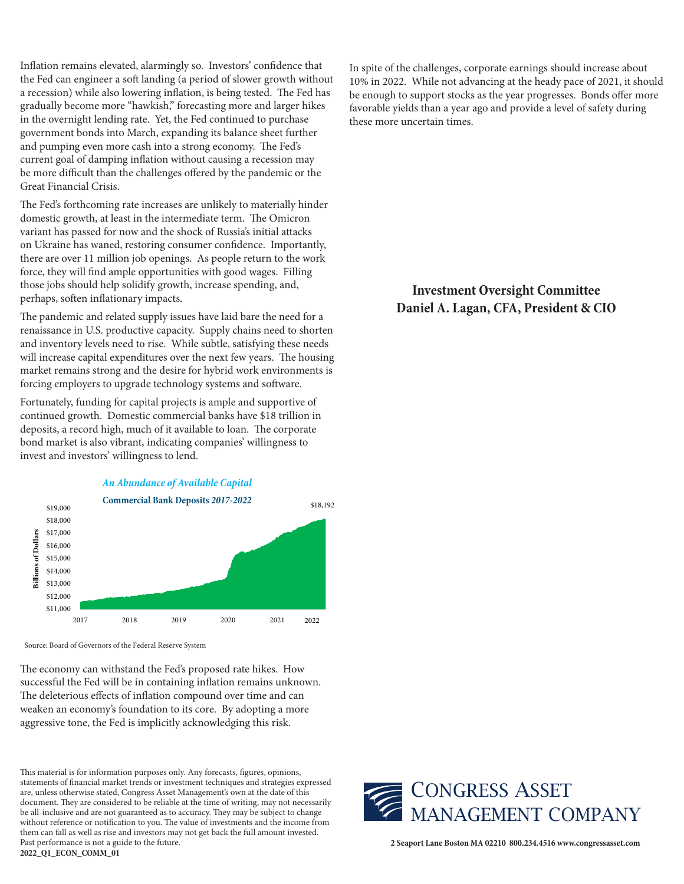Inflation remains elevated, alarmingly so. Investors' confidence that the Fed can engineer a soft landing (a period of slower growth without a recession) while also lowering inflation, is being tested. The Fed has gradually become more "hawkish," forecasting more and larger hikes in the overnight lending rate. Yet, the Fed continued to purchase government bonds into March, expanding its balance sheet further and pumping even more cash into a strong economy. The Fed's current goal of damping inflation without causing a recession may be more difficult than the challenges offered by the pandemic or the Great Financial Crisis.

The Fed's forthcoming rate increases are unlikely to materially hinder domestic growth, at least in the intermediate term. The Omicron variant has passed for now and the shock of Russia's initial attacks on Ukraine has waned, restoring consumer confidence. Importantly, there are over 11 million job openings. As people return to the work force, they will find ample opportunities with good wages. Filling those jobs should help solidify growth, increase spending, and, perhaps, soften inflationary impacts.

The pandemic and related supply issues have laid bare the need for a renaissance in U.S. productive capacity. Supply chains need to shorten and inventory levels need to rise. While subtle, satisfying these needs will increase capital expenditures over the next few years. The housing market remains strong and the desire for hybrid work environments is forcing employers to upgrade technology systems and software.

Fortunately, funding for capital projects is ample and supportive of continued growth. Domestic commercial banks have $18 trillion in deposits, a record high, much of it available to loan. The corporate bond market is also vibrant, indicating companies' willingness to invest and investors' willingness to lend.

***An Abundance of Available Capital***

**Commercial Bank Deposits *2017-2022***

$18,192

Billions of Dollars

$19,000
$18,000
$17,000
$16,000
$15,000
$14,000
$13,000
$12,000
$11,000

2017 2018 2019 2020 2021 2022

Source: Board of Governors of the Federal Reserve System

The economy can withstand the Fed's proposed rate hikes. How successful the Fed will be in containing inflation remains unknown. The deleterious effects of inflation compound over time and can weaken an economy's foundation to its core. By adopting a more aggressive tone, the Fed is implicitly acknowledging this risk.

In spite of the challenges, corporate earnings should increase about 10% in 2022. While not advancing at the heady pace of 2021, it should be enough to support stocks as the year progresses. Bonds offer more favorable yields than a year ago and provide a level of safety during these more uncertain times.

**Investment Oversight Committee**
**Daniel A. Lagan, CFA, President & CIO**

This material is for information purposes only. Any forecasts, figures, opinions, statements of financial market trends or investment techniques and strategies expressed are, unless otherwise stated, Congress Asset Management's own at the date of this document. They are considered to be reliable at the time of writing, may not necessarily be all-inclusive and are not guaranteed as to accuracy. They may be subject to change without reference or notification to you. The value of investments and the income from them can fall as well as rise and investors may not get back the full amount invested. Past performance is not a guide to the future.
**2022_Q1_ECON_COMM_01**

CONGRESS ASSET MANAGEMENT COMPANY

**2 Seaport Lane Boston MA 02210 800.234.4516 www.congressasset.com**